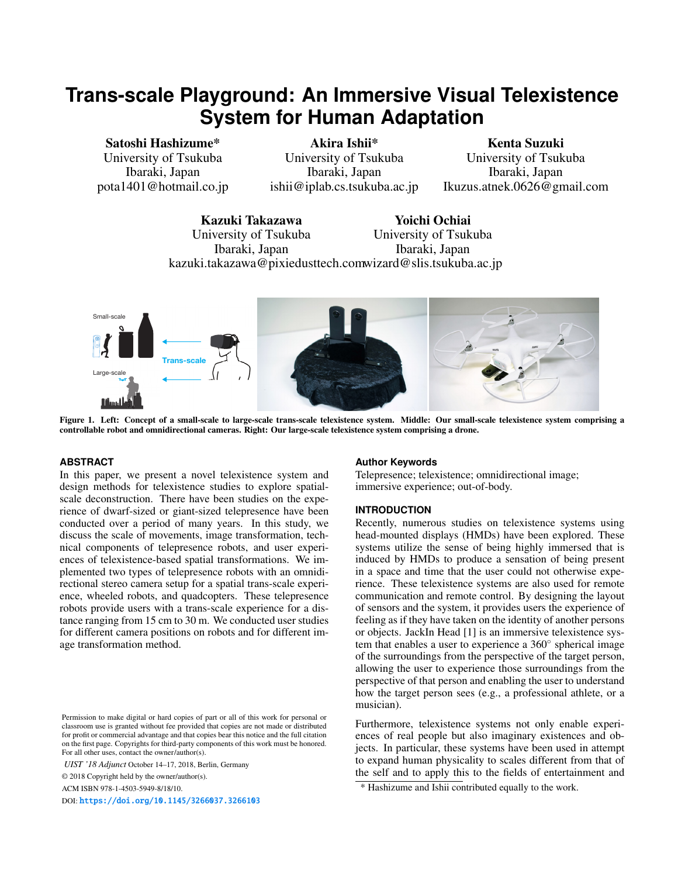# Trans-scale Playground: An Immersive Visual Telexistence System for Human Adaptation

**Satoshi Hashizume***
University of Tsukuba
Ibaraki, Japan
pota1401@hotmail.co.jp

**Akira Ishii***
University of Tsukuba
Ibaraki, Japan
ishii@iplab.cs.tsukuba.ac.jp

**Kenta Suzuki**
University of Tsukuba
Ibaraki, Japan
Ikuzus.atnek.0626@gmail.com

**Kazuki Takazawa**
University of Tsukuba
Ibaraki, Japan
kazuki.takazawa@pixiedusttech.com

**Yoichi Ochiai**
University of Tsukuba
Ibaraki, Japan
wizard@slis.tsukuba.ac.jp

**Figure 1. Left: Concept of a small-scale to large-scale trans-scale telexistence system. Middle: Our small-scale telexistence system comprising a controllable robot and omnidirectional cameras. Right: Our large-scale telexistence system comprising a drone.**

## ABSTRACT

In this paper, we present a novel telexistence system and design methods for telexistence studies to explore spatial-scale deconstruction. There have been studies on the experience of dwarf-sized or giant-sized telepresence have been conducted over a period of many years. In this study, we discuss the scale of movements, image transformation, technical components of telepresence robots, and user experiences of telexistence-based spatial transformations. We implemented two types of telepresence robots with an omnidirectional stereo camera setup for a spatial trans-scale experience, wheeled robots, and quadcopters. These telepresence robots provide users with a trans-scale experience for a distance ranging from 15 cm to 30 m. We conducted user studies for different camera positions on robots and for different image transformation method.

Permission to make digital or hard copies of part or all of this work for personal or classroom use is granted without fee provided that copies are not made or distributed for profit or commercial advantage and that copies bear this notice and the full citation on the first page. Copyrights for third-party components of this work must be honored. For all other uses, contact the owner/author(s).

*UIST '18 Adjunct* October 14–17, 2018, Berlin, Germany

© 2018 Copyright held by the owner/author(s).

ACM ISBN 978-1-4503-5949-8/18/10.

DOI: https://doi.org/10.1145/3266037.3266103

## Author Keywords

Telepresence; telexistence; omnidirectional image; immersive experience; out-of-body.

## INTRODUCTION

Recently, numerous studies on telexistence systems using head-mounted displays (HMDs) have been explored. These systems utilize the sense of being highly immersed that is induced by HMDs to produce a sensation of being present in a space and time that the user could not otherwise experience. These telexistence systems are also used for remote communication and remote control. By designing the layout of sensors and the system, it provides users the experience of feeling as if they have taken on the identity of another persons or objects. JackIn Head [1] is an immersive telexistence system that enables a user to experience a 360° spherical image of the surroundings from the perspective of the target person, allowing the user to experience those surroundings from the perspective of that person and enabling the user to understand how the target person sees (e.g., a professional athlete, or a musician).

Furthermore, telexistence systems not only enable experiences of real people but also imaginary existences and objects. In particular, these systems have been used in attempt to expand human physicality to scales different from that of the self and to apply this to the fields of entertainment and

* Hashizume and Ishii contributed equally to the work.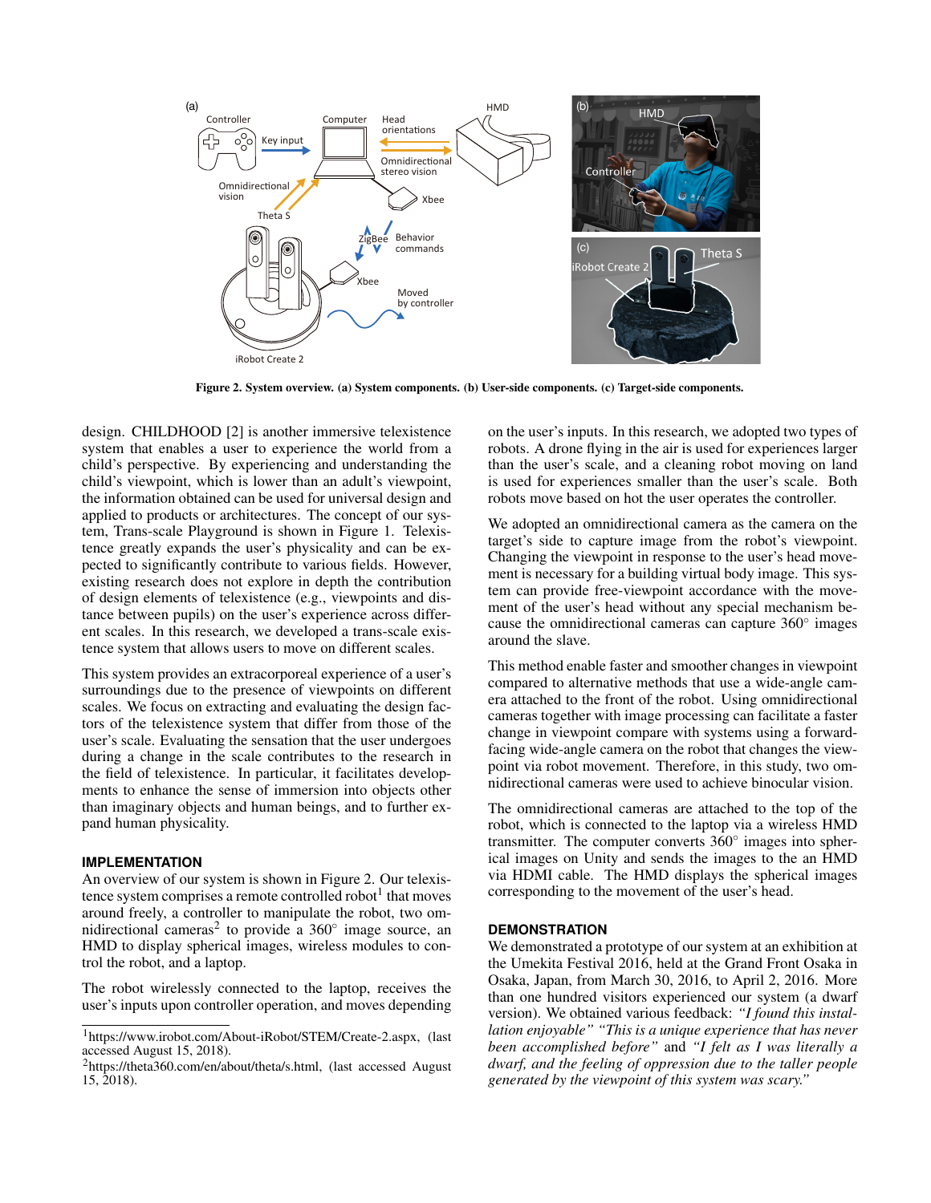Figure 2. System overview. (a) System components. (b) User-side components. (c) Target-side components.

design. CHILDHOOD [2] is another immersive telexistence system that enables a user to experience the world from a child's perspective. By experiencing and understanding the child's viewpoint, which is lower than an adult's viewpoint, the information obtained can be used for universal design and applied to products or architectures. The concept of our system, Trans-scale Playground is shown in Figure 1. Telexistence greatly expands the user's physicality and can be expected to significantly contribute to various fields. However, existing research does not explore in depth the contribution of design elements of telexistence (e.g., viewpoints and distance between pupils) on the user's experience across different scales. In this research, we developed a trans-scale existence system that allows users to move on different scales.

This system provides an extracorporeal experience of a user's surroundings due to the presence of viewpoints on different scales. We focus on extracting and evaluating the design factors of the telexistence system that differ from those of the user's scale. Evaluating the sensation that the user undergoes during a change in the scale contributes to the research in the field of telexistence. In particular, it facilitates developments to enhance the sense of immersion into objects other than imaginary objects and human beings, and to further expand human physicality.

## IMPLEMENTATION

An overview of our system is shown in Figure 2. Our telexistence system comprises a remote controlled robot[1] that moves around freely, a controller to manipulate the robot, two omnidirectional cameras[2] to provide a 360° image source, an HMD to display spherical images, wireless modules to control the robot, and a laptop.

The robot wirelessly connected to the laptop, receives the user's inputs upon controller operation, and moves depending on the user's inputs. In this research, we adopted two types of robots. A drone flying in the air is used for experiences larger than the user's scale, and a cleaning robot moving on land is used for experiences smaller than the user's scale. Both robots move based on hot the user operates the controller.

We adopted an omnidirectional camera as the camera on the target's side to capture image from the robot's viewpoint. Changing the viewpoint in response to the user's head movement is necessary for a building virtual body image. This system can provide free-viewpoint accordance with the movement of the user's head without any special mechanism because the omnidirectional cameras can capture 360° images around the slave.

This method enable faster and smoother changes in viewpoint compared to alternative methods that use a wide-angle camera attached to the front of the robot. Using omnidirectional cameras together with image processing can facilitate a faster change in viewpoint compare with systems using a forward-facing wide-angle camera on the robot that changes the viewpoint via robot movement. Therefore, in this study, two omnidirectional cameras were used to achieve binocular vision.

The omnidirectional cameras are attached to the top of the robot, which is connected to the laptop via a wireless HMD transmitter. The computer converts 360° images into spherical images on Unity and sends the images to the an HMD via HDMI cable. The HMD displays the spherical images corresponding to the movement of the user's head.

## DEMONSTRATION

We demonstrated a prototype of our system at an exhibition at the Umekita Festival 2016, held at the Grand Front Osaka in Osaka, Japan, from March 30, 2016, to April 2, 2016. More than one hundred visitors experienced our system (a dwarf version). We obtained various feedback: *"I found this installation enjoyable" "This is a unique experience that has never been accomplished before"* and *"I felt as I was literally a dwarf, and the feeling of oppression due to the taller people generated by the viewpoint of this system was scary."*

[1] https://www.irobot.com/About-iRobot/STEM/Create-2.aspx, (last accessed August 15, 2018).

[2] https://theta360.com/en/about/theta/s.html, (last accessed August 15, 2018).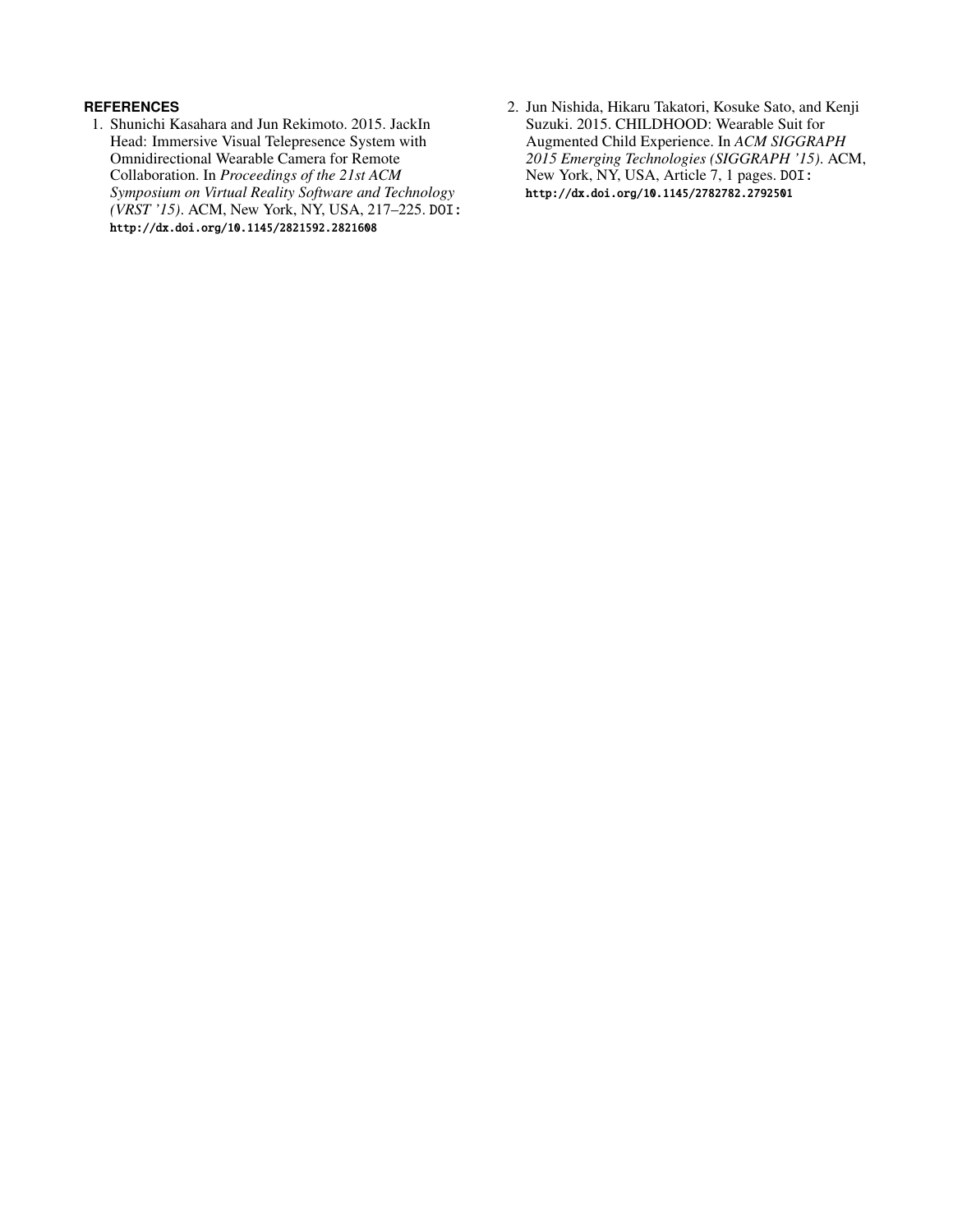## REFERENCES

1. Shunichi Kasahara and Jun Rekimoto. 2015. JackIn Head: Immersive Visual Telepresence System with Omnidirectional Wearable Camera for Remote Collaboration. In *Proceedings of the 21st ACM Symposium on Virtual Reality Software and Technology (VRST '15)*. ACM, New York, NY, USA, 217–225. DOI: http://dx.doi.org/10.1145/2821592.2821608

2. Jun Nishida, Hikaru Takatori, Kosuke Sato, and Kenji Suzuki. 2015. CHILDHOOD: Wearable Suit for Augmented Child Experience. In *ACM SIGGRAPH 2015 Emerging Technologies (SIGGRAPH '15)*. ACM, New York, NY, USA, Article 7, 1 pages. DOI: http://dx.doi.org/10.1145/2782782.2792501